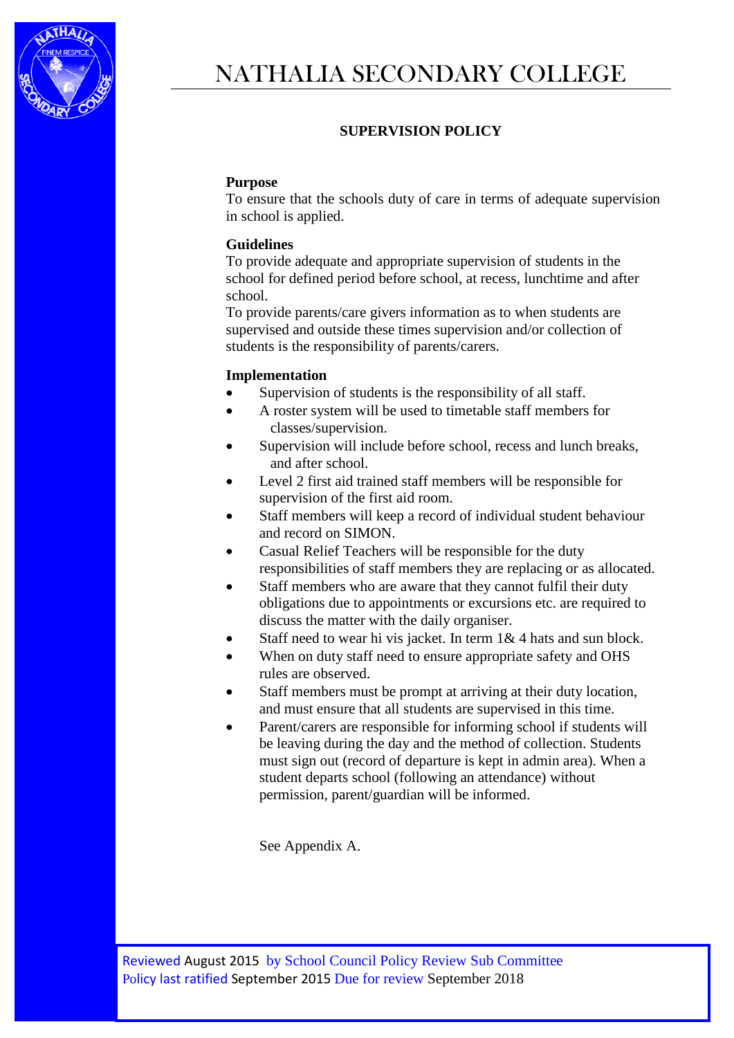# NATHALIA SECONDARY COLLEGE

## SUPERVISION POLICY

**Purpose**

To ensure that the schools duty of care in terms of adequate supervision in school is applied.

**Guidelines**

To provide adequate and appropriate supervision of students in the school for defined period before school, at recess, lunchtime and after school.

To provide parents/care givers information as to when students are supervised and outside these times supervision and/or collection of students is the responsibility of parents/carers.

**Implementation**

- Supervision of students is the responsibility of all staff.
- A roster system will be used to timetable staff members for classes/supervision.
- Supervision will include before school, recess and lunch breaks, and after school.
- Level 2 first aid trained staff members will be responsible for supervision of the first aid room.
- Staff members will keep a record of individual student behaviour and record on SIMON.
- Casual Relief Teachers will be responsible for the duty responsibilities of staff members they are replacing or as allocated.
- Staff members who are aware that they cannot fulfil their duty obligations due to appointments or excursions etc. are required to discuss the matter with the daily organiser.
- Staff need to wear hi vis jacket. In term 1& 4 hats and sun block.
- When on duty staff need to ensure appropriate safety and OHS rules are observed.
- Staff members must be prompt at arriving at their duty location, and must ensure that all students are supervised in this time.
- Parent/carers are responsible for informing school if students will be leaving during the day and the method of collection. Students must sign out (record of departure is kept in admin area). When a student departs school (following an attendance) without permission, parent/guardian will be informed.

See Appendix A.

Reviewed August 2015 by School Council Policy Review Sub Committee
Policy last ratified September 2015 Due for review September 2018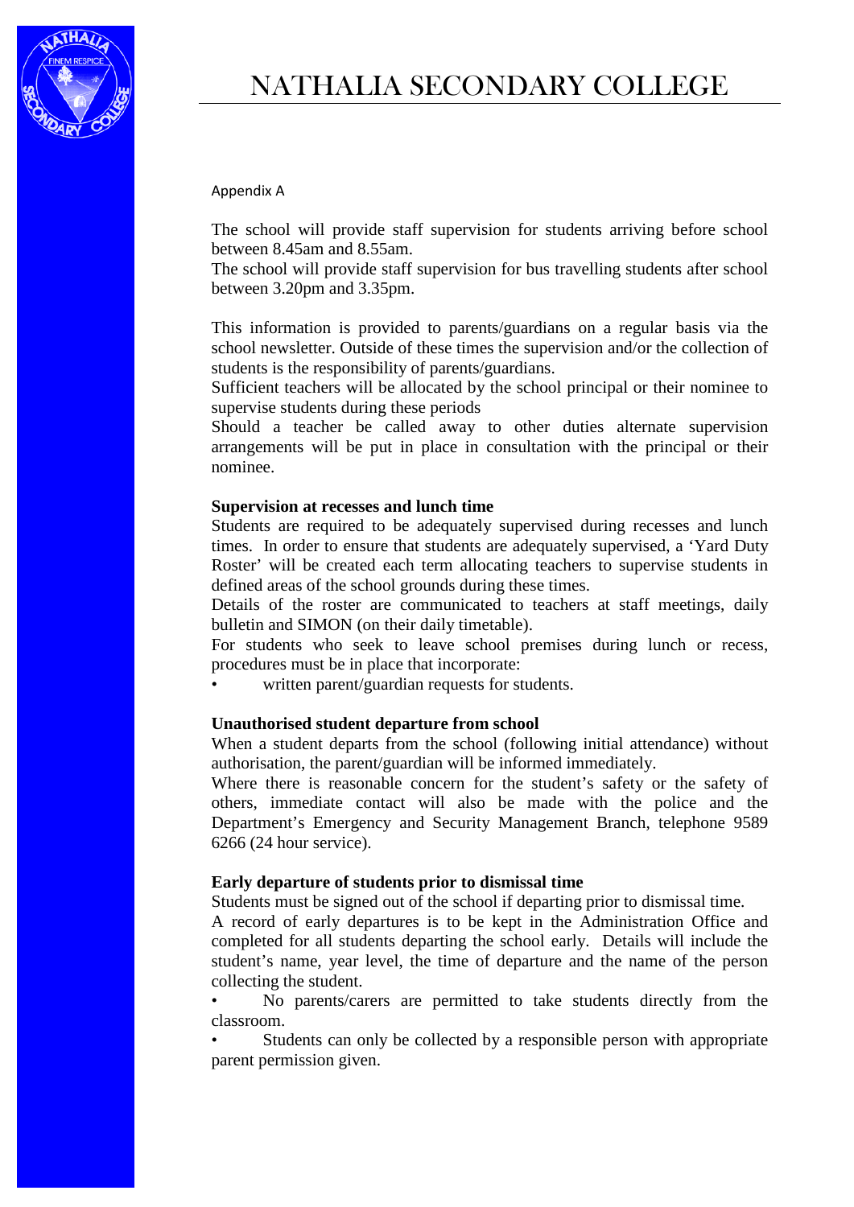# NATHALIA SECONDARY COLLEGE

Appendix A

The school will provide staff supervision for students arriving before school between 8.45am and 8.55am.
The school will provide staff supervision for bus travelling students after school between 3.20pm and 3.35pm.

This information is provided to parents/guardians on a regular basis via the school newsletter. Outside of these times the supervision and/or the collection of students is the responsibility of parents/guardians.
Sufficient teachers will be allocated by the school principal or their nominee to supervise students during these periods
Should a teacher be called away to other duties alternate supervision arrangements will be put in place in consultation with the principal or their nominee.

**Supervision at recesses and lunch time**
Students are required to be adequately supervised during recesses and lunch times. In order to ensure that students are adequately supervised, a 'Yard Duty Roster' will be created each term allocating teachers to supervise students in defined areas of the school grounds during these times.
Details of the roster are communicated to teachers at staff meetings, daily bulletin and SIMON (on their daily timetable).
For students who seek to leave school premises during lunch or recess, procedures must be in place that incorporate:

- written parent/guardian requests for students.

**Unauthorised student departure from school**
When a student departs from the school (following initial attendance) without authorisation, the parent/guardian will be informed immediately.
Where there is reasonable concern for the student's safety or the safety of others, immediate contact will also be made with the police and the Department's Emergency and Security Management Branch, telephone 9589 6266 (24 hour service).

**Early departure of students prior to dismissal time**
Students must be signed out of the school if departing prior to dismissal time.
A record of early departures is to be kept in the Administration Office and completed for all students departing the school early. Details will include the student's name, year level, the time of departure and the name of the person collecting the student.

- No parents/carers are permitted to take students directly from the classroom.
- Students can only be collected by a responsible person with appropriate parent permission given.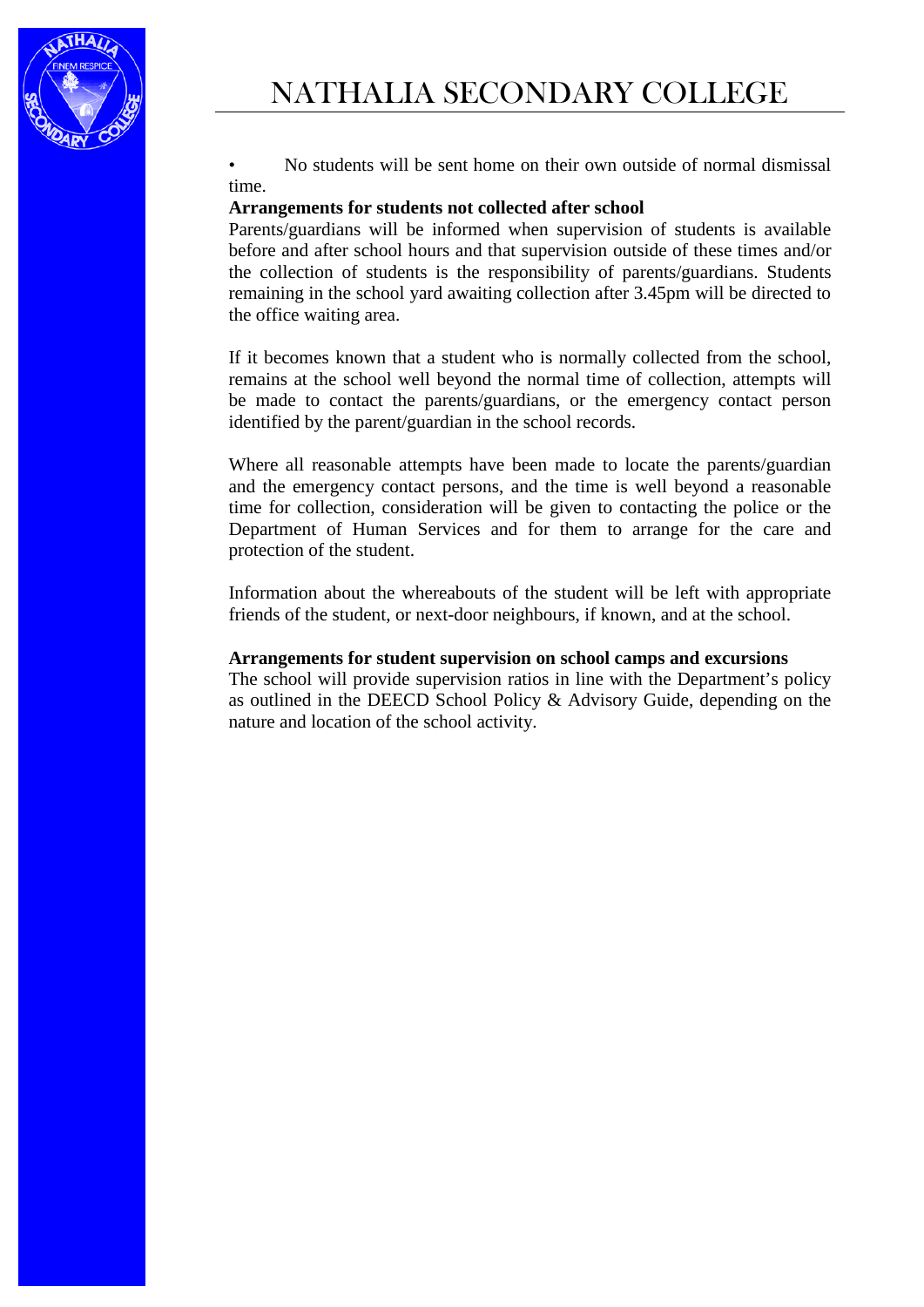- No students will be sent home on their own outside of normal dismissal time.

**Arrangements for students not collected after school**

Parents/guardians will be informed when supervision of students is available before and after school hours and that supervision outside of these times and/or the collection of students is the responsibility of parents/guardians. Students remaining in the school yard awaiting collection after 3.45pm will be directed to the office waiting area.

If it becomes known that a student who is normally collected from the school, remains at the school well beyond the normal time of collection, attempts will be made to contact the parents/guardians, or the emergency contact person identified by the parent/guardian in the school records.

Where all reasonable attempts have been made to locate the parents/guardian and the emergency contact persons, and the time is well beyond a reasonable time for collection, consideration will be given to contacting the police or the Department of Human Services and for them to arrange for the care and protection of the student.

Information about the whereabouts of the student will be left with appropriate friends of the student, or next-door neighbours, if known, and at the school.

**Arrangements for student supervision on school camps and excursions**

The school will provide supervision ratios in line with the Department's policy as outlined in the DEECD School Policy & Advisory Guide, depending on the nature and location of the school activity.